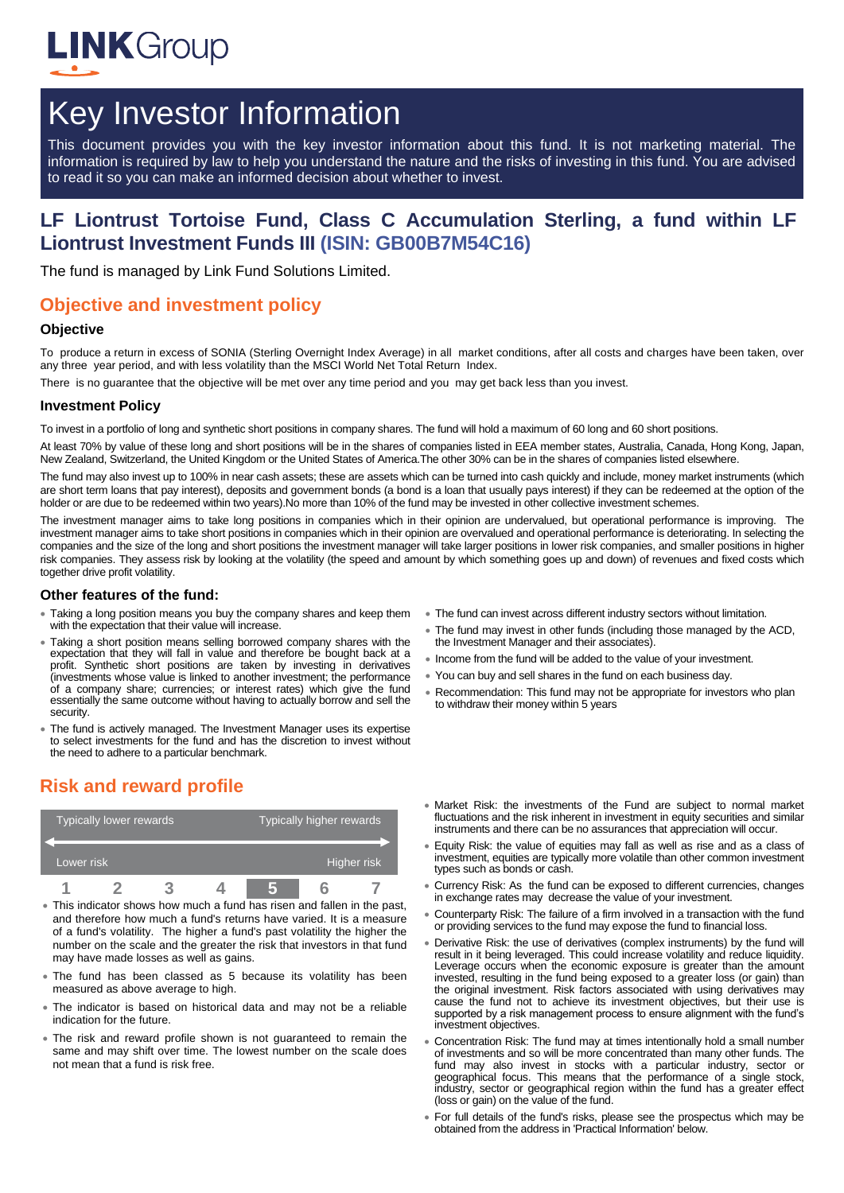LINKGroup

# Key Investor Information

This document provides you with the key investor information about this fund. It is not marketing material. The information is required by law to help you understand the nature and the risks of investing in this fund. You are advised to read it so you can make an informed decision about whether to invest.

## LF Liontrust Tortoise Fund, Class C Accumulation Sterling, a fund within LF Liontrust Investment Funds III (ISIN: GB00B7M54C16)

The fund is managed by Link Fund Solutions Limited.

## Objective and investment policy

### Objective

To produce a return in excess of SONIA (Sterling Overnight Index Average) in all market conditions, after all costs and charges have been taken, over any three year period, and with less volatility than the MSCI World Net Total Return Index.

There is no guarantee that the objective will be met over any time period and you may get back less than you invest.

### Investment Policy

To invest in a portfolio of long and synthetic short positions in company shares. The fund will hold a maximum of 60 long and 60 short positions.

At least 70% by value of these long and short positions will be in the shares of companies listed in EEA member states, Australia, Canada, Hong Kong, Japan, New Zealand, Switzerland, the United Kingdom or the United States of America.The other 30% can be in the shares of companies listed elsewhere.

The fund may also invest up to 100% in near cash assets; these are assets which can be turned into cash quickly and include, money market instruments (which are short term loans that pay interest), deposits and government bonds (a bond is a loan that usually pays interest) if they can be redeemed at the option of the holder or are due to be redeemed within two years).No more than 10% of the fund may be invested in other collective investment schemes.

The investment manager aims to take long positions in companies which in their opinion are undervalued, but operational performance is improving. The investment manager aims to take short positions in companies which in their opinion are overvalued and operational performance is deteriorating. In selecting the companies and the size of the long and short positions the investment manager will take larger positions in lower risk companies, and smaller positions in higher risk companies. They assess risk by looking at the volatility (the speed and amount by which something goes up and down) of revenues and fixed costs which together drive profit volatility.

### Other features of the fund:

- Taking a long position means you buy the company shares and keep them with the expectation that their value will increase.
- Taking a short position means selling borrowed company shares with the expectation that they will fall in value and therefore be bought back at a profit. Synthetic short positions are taken by investing in derivatives (investments whose value is linked to another investment; the performance of a company share; currencies; or interest rates) which give the fund essentially the same outcome without having to actually borrow and sell the security.
- The fund is actively managed. The Investment Manager uses its expertise to select investments for the fund and has the discretion to invest without the need to adhere to a particular benchmark.
- The fund can invest across different industry sectors without limitation.
- The fund may invest in other funds (including those managed by the ACD, the Investment Manager and their associates).
- Income from the fund will be added to the value of your investment.
- You can buy and sell shares in the fund on each business day.
- Recommendation: This fund may not be appropriate for investors who plan to withdraw their money within 5 years

## Risk and reward profile

| Typically lower rewards | | | | | | Typically higher rewards |
|---|---|---|---|---|---|---|
| Lower risk | | | | | | Higher risk |
| 1 | 2 | 3 | 4 | **5** | 6 | 7 |

- This indicator shows how much a fund has risen and fallen in the past, and therefore how much a fund's returns have varied. It is a measure of a fund's volatility. The higher a fund's past volatility the higher the number on the scale and the greater the risk that investors in that fund may have made losses as well as gains.
- The fund has been classed as 5 because its volatility has been measured as above average to high.
- The indicator is based on historical data and may not be a reliable indication for the future.
- The risk and reward profile shown is not guaranteed to remain the same and may shift over time. The lowest number on the scale does not mean that a fund is risk free.
- Market Risk: the investments of the Fund are subject to normal market fluctuations and the risk inherent in investment in equity securities and similar instruments and there can be no assurances that appreciation will occur.
- Equity Risk: the value of equities may fall as well as rise and as a class of investment, equities are typically more volatile than other common investment types such as bonds or cash.
- Currency Risk: As the fund can be exposed to different currencies, changes in exchange rates may decrease the value of your investment.
- Counterparty Risk: The failure of a firm involved in a transaction with the fund or providing services to the fund may expose the fund to financial loss.
- Derivative Risk: the use of derivatives (complex instruments) by the fund will result in it being leveraged. This could increase volatility and reduce liquidity. Leverage occurs when the economic exposure is greater than the amount invested, resulting in the fund being exposed to a greater loss (or gain) than the original investment. Risk factors associated with using derivatives may cause the fund not to achieve its investment objectives, but their use is supported by a risk management process to ensure alignment with the fund's investment objectives.
- Concentration Risk: The fund may at times intentionally hold a small number of investments and so will be more concentrated than many other funds. The fund may also invest in stocks with a particular industry, sector or geographical focus. This means that the performance of a single stock, industry, sector or geographical region within the fund has a greater effect (loss or gain) on the value of the fund.
- For full details of the fund's risks, please see the prospectus which may be obtained from the address in 'Practical Information' below.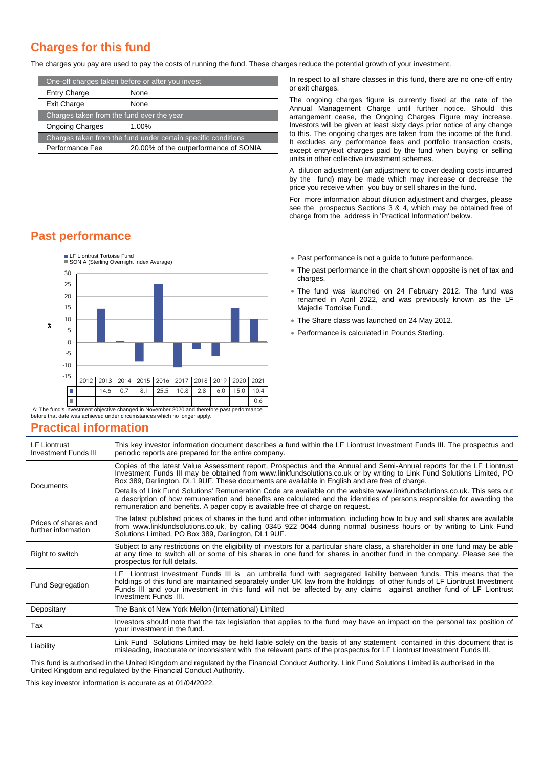## Charges for this fund

The charges you pay are used to pay the costs of running the fund. These charges reduce the potential growth of your investment.

| | |
|---|---|
| **One-off charges taken before or after you invest** | |
| Entry Charge | None |
| Exit Charge | None |
| **Charges taken from the fund over the year** | |
| Ongoing Charges | 1.00% |
| **Charges taken from the fund under certain specific conditions** | |
| Performance Fee | 20.00% of the outperformance of SONIA |

In respect to all share classes in this fund, there are no one-off entry or exit charges.

The ongoing charges figure is currently fixed at the rate of the Annual Management Charge until further notice. Should this arrangement cease, the Ongoing Charges Figure may increase. Investors will be given at least sixty days prior notice of any change to this. The ongoing charges are taken from the income of the fund. It excludes any performance fees and portfolio transaction costs, except entry/exit charges paid by the fund when buying or selling units in other collective investment schemes.

A dilution adjustment (an adjustment to cover dealing costs incurred by the fund) may be made which may increase or decrease the price you receive when you buy or sell shares in the fund.

For more information about dilution adjustment and charges, please see the prospectus Sections 3 & 4, which may be obtained free of charge from the address in 'Practical Information' below.

## Past performance

LF Liontrust Tortoise Fund
SONIA (Sterling Overnight Index Average)

%

30
25
20
15
10
5
0
-5
-10
-15

2012 2013 2014 2015 2016 2017 2018 2019 2020 2021

LF Liontrust Tortoise Fund: 14.6 0.7 -8.1 25.5 -10.8 -2.8 -6.0 15.0 10.4

SONIA: 0.6

A: The fund's investment objective changed in November 2020 and therefore past performance before that date was achieved under circumstances which no longer apply.

- Past performance is not a guide to future performance.
- The past performance in the chart shown opposite is net of tax and charges.
- The fund was launched on 24 February 2012. The fund was renamed in April 2022, and was previously known as the LF Majedie Tortoise Fund.
- The Share class was launched on 24 May 2012.
- Performance is calculated in Pounds Sterling.

## Practical information

| | |
|---|---|
| LF Liontrust Investment Funds III | This key investor information document describes a fund within the LF Liontrust Investment Funds III. The prospectus and periodic reports are prepared for the entire company. |
| Documents | Copies of the latest Value Assessment report, Prospectus and the Annual and Semi-Annual reports for the LF Liontrust Investment Funds III may be obtained from www.linkfundsolutions.co.uk or by writing to Link Fund Solutions Limited, PO Box 389, Darlington, DL1 9UF. These documents are available in English and are free of charge.<br>Details of Link Fund Solutions' Remuneration Code are available on the website www.linkfundsolutions.co.uk. This sets out a description of how remuneration and benefits are calculated and the identities of persons responsible for awarding the remuneration and benefits. A paper copy is available free of charge on request. |
| Prices of shares and further information | The latest published prices of shares in the fund and other information, including how to buy and sell shares are available from www.linkfundsolutions.co.uk, by calling 0345 922 0044 during normal business hours or by writing to Link Fund Solutions Limited, PO Box 389, Darlington, DL1 9UF. |
| Right to switch | Subject to any restrictions on the eligibility of investors for a particular share class, a shareholder in one fund may be able at any time to switch all or some of his shares in one fund for shares in another fund in the company. Please see the prospectus for full details. |
| Fund Segregation | LF Liontrust Investment Funds III is an umbrella fund with segregated liability between funds. This means that the holdings of this fund are maintained separately under UK law from the holdings of other funds of LF Liontrust Investment Funds III and your investment in this fund will not be affected by any claims against another fund of LF Liontrust Investment Funds III. |
| Depositary | The Bank of New York Mellon (International) Limited |
| Tax | Investors should note that the tax legislation that applies to the fund may have an impact on the personal tax position of your investment in the fund. |
| Liability | Link Fund Solutions Limited may be held liable solely on the basis of any statement contained in this document that is misleading, inaccurate or inconsistent with the relevant parts of the prospectus for LF Liontrust Investment Funds III. |

This fund is authorised in the United Kingdom and regulated by the Financial Conduct Authority. Link Fund Solutions Limited is authorised in the United Kingdom and regulated by the Financial Conduct Authority.

This key investor information is accurate as at 01/04/2022.